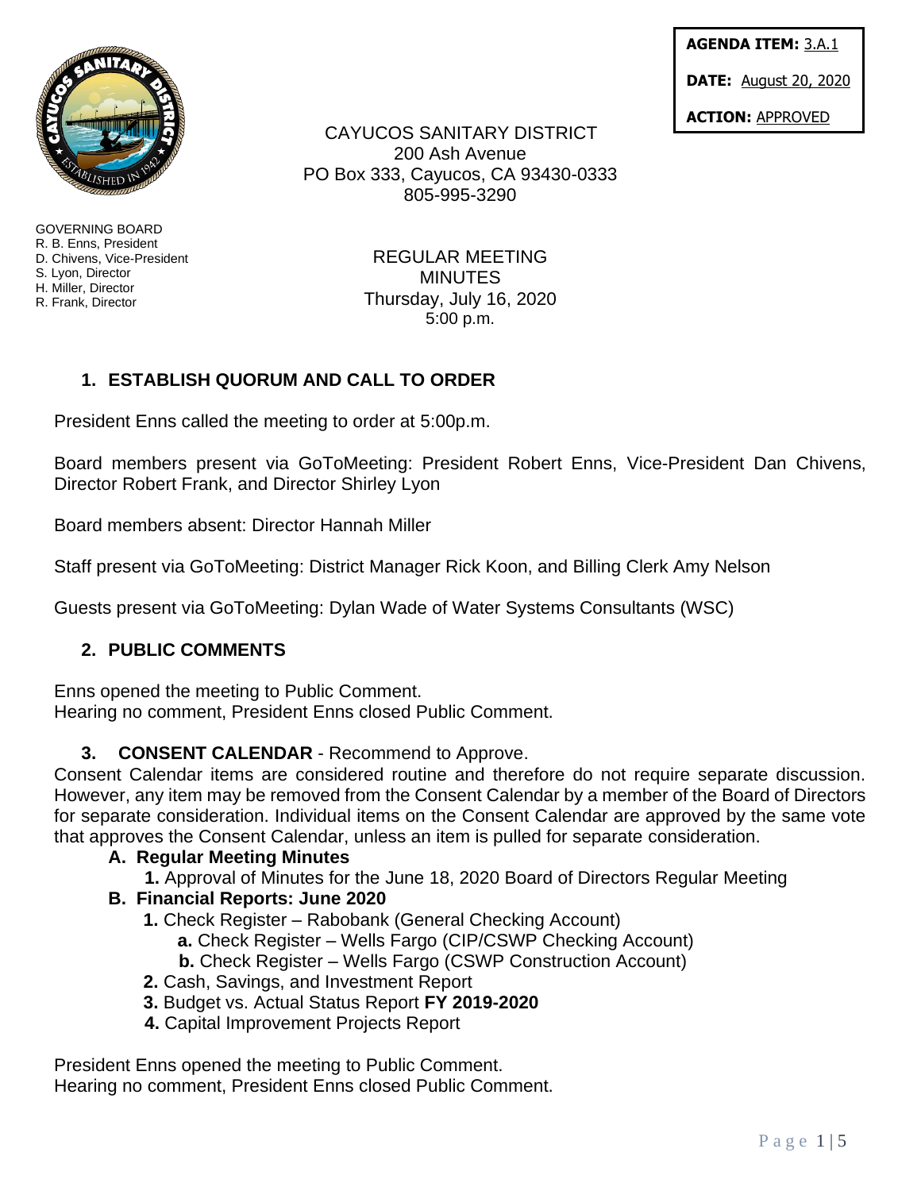**AGENDA ITEM:** 3.A.1

**DATE:** August 20, 2020

**ACTION:** APPROVED

CAYUCOS SANITARY DISTRICT
200 Ash Avenue
PO Box 333, Cayucos, CA 93430-0333
805-995-3290

GOVERNING BOARD
R. B. Enns, President
D. Chivens, Vice-President
S. Lyon, Director
H. Miller, Director
R. Frank, Director

REGULAR MEETING
MINUTES
Thursday, July 16, 2020
5:00 p.m.

## 1. ESTABLISH QUORUM AND CALL TO ORDER

President Enns called the meeting to order at 5:00p.m.

Board members present via GoToMeeting: President Robert Enns, Vice-President Dan Chivens, Director Robert Frank, and Director Shirley Lyon

Board members absent: Director Hannah Miller

Staff present via GoToMeeting: District Manager Rick Koon, and Billing Clerk Amy Nelson

Guests present via GoToMeeting: Dylan Wade of Water Systems Consultants (WSC)

## 2. PUBLIC COMMENTS

Enns opened the meeting to Public Comment.
Hearing no comment, President Enns closed Public Comment.

## 3. CONSENT CALENDAR - Recommend to Approve.

Consent Calendar items are considered routine and therefore do not require separate discussion. However, any item may be removed from the Consent Calendar by a member of the Board of Directors for separate consideration. Individual items on the Consent Calendar are approved by the same vote that approves the Consent Calendar, unless an item is pulled for separate consideration.

**A. Regular Meeting Minutes**

**1.** Approval of Minutes for the June 18, 2020 Board of Directors Regular Meeting

**B. Financial Reports: June 2020**

**1.** Check Register – Rabobank (General Checking Account)

**a.** Check Register – Wells Fargo (CIP/CSWP Checking Account)

**b.** Check Register – Wells Fargo (CSWP Construction Account)

**2.** Cash, Savings, and Investment Report

**3.** Budget vs. Actual Status Report **FY 2019-2020**

**4.** Capital Improvement Projects Report

President Enns opened the meeting to Public Comment.
Hearing no comment, President Enns closed Public Comment.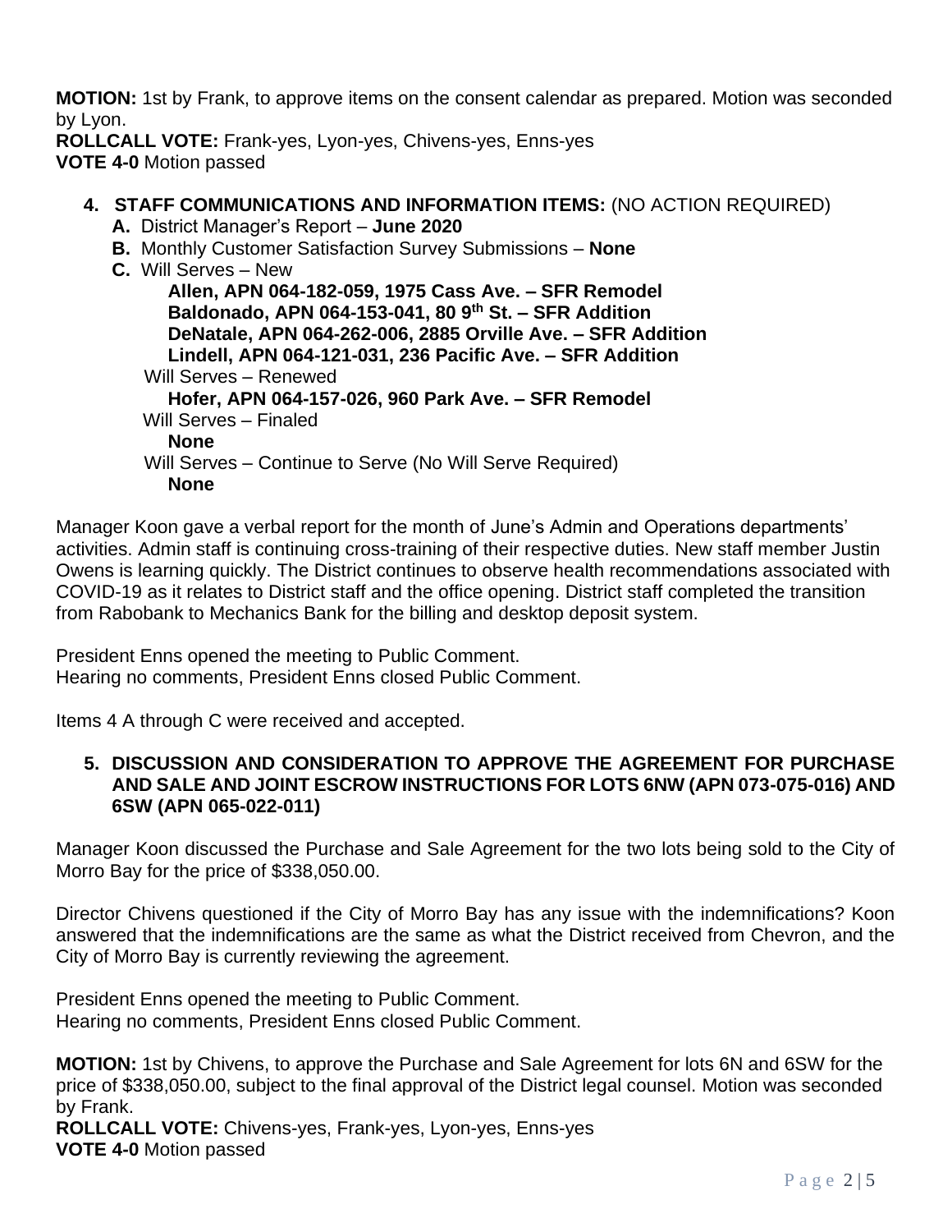**MOTION:** 1st by Frank, to approve items on the consent calendar as prepared. Motion was seconded by Lyon.
**ROLLCALL VOTE:** Frank-yes, Lyon-yes, Chivens-yes, Enns-yes
**VOTE 4-0** Motion passed

4. **STAFF COMMUNICATIONS AND INFORMATION ITEMS:** (NO ACTION REQUIRED)
   - **A.** District Manager's Report – **June 2020**
   - **B.** Monthly Customer Satisfaction Survey Submissions – **None**
   - **C.** Will Serves – New
     - **Allen, APN 064-182-059, 1975 Cass Ave. – SFR Remodel**
     - **Baldonado, APN 064-153-041, 80 9th St. – SFR Addition**
     - **DeNatale, APN 064-262-006, 2885 Orville Ave. – SFR Addition**
     - **Lindell, APN 064-121-031, 236 Pacific Ave. – SFR Addition**

     Will Serves – Renewed
     - **Hofer, APN 064-157-026, 960 Park Ave. – SFR Remodel**

     Will Serves – Finaled
     - **None**

     Will Serves – Continue to Serve (No Will Serve Required)
     - **None**

Manager Koon gave a verbal report for the month of June's Admin and Operations departments' activities. Admin staff is continuing cross-training of their respective duties. New staff member Justin Owens is learning quickly. The District continues to observe health recommendations associated with COVID-19 as it relates to District staff and the office opening. District staff completed the transition from Rabobank to Mechanics Bank for the billing and desktop deposit system.

President Enns opened the meeting to Public Comment.
Hearing no comments, President Enns closed Public Comment.

Items 4 A through C were received and accepted.

5. **DISCUSSION AND CONSIDERATION TO APPROVE THE AGREEMENT FOR PURCHASE AND SALE AND JOINT ESCROW INSTRUCTIONS FOR LOTS 6NW (APN 073-075-016) AND 6SW (APN 065-022-011)**

Manager Koon discussed the Purchase and Sale Agreement for the two lots being sold to the City of Morro Bay for the price of $338,050.00.

Director Chivens questioned if the City of Morro Bay has any issue with the indemnifications? Koon answered that the indemnifications are the same as what the District received from Chevron, and the City of Morro Bay is currently reviewing the agreement.

President Enns opened the meeting to Public Comment.
Hearing no comments, President Enns closed Public Comment.

**MOTION:** 1st by Chivens, to approve the Purchase and Sale Agreement for lots 6N and 6SW for the price of $338,050.00, subject to the final approval of the District legal counsel. Motion was seconded by Frank.
**ROLLCALL VOTE:** Chivens-yes, Frank-yes, Lyon-yes, Enns-yes
**VOTE 4-0** Motion passed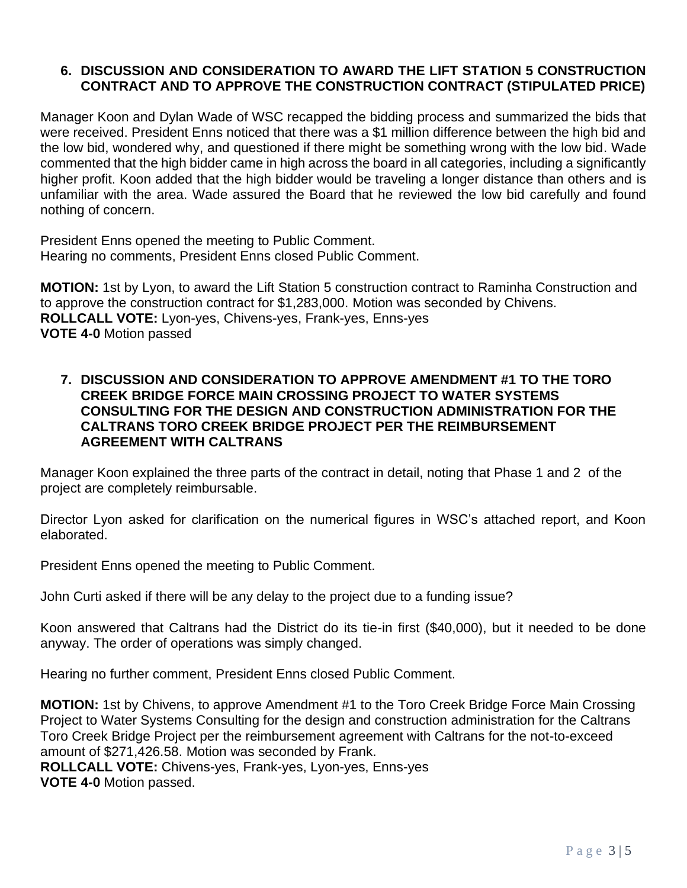**6. DISCUSSION AND CONSIDERATION TO AWARD THE LIFT STATION 5 CONSTRUCTION CONTRACT AND TO APPROVE THE CONSTRUCTION CONTRACT (STIPULATED PRICE)**

Manager Koon and Dylan Wade of WSC recapped the bidding process and summarized the bids that were received. President Enns noticed that there was a $1 million difference between the high bid and the low bid, wondered why, and questioned if there might be something wrong with the low bid. Wade commented that the high bidder came in high across the board in all categories, including a significantly higher profit. Koon added that the high bidder would be traveling a longer distance than others and is unfamiliar with the area. Wade assured the Board that he reviewed the low bid carefully and found nothing of concern.

President Enns opened the meeting to Public Comment.
Hearing no comments, President Enns closed Public Comment.

**MOTION:** 1st by Lyon, to award the Lift Station 5 construction contract to Raminha Construction and to approve the construction contract for $1,283,000. Motion was seconded by Chivens.
**ROLLCALL VOTE:** Lyon-yes, Chivens-yes, Frank-yes, Enns-yes
**VOTE 4-0** Motion passed

**7. DISCUSSION AND CONSIDERATION TO APPROVE AMENDMENT #1 TO THE TORO CREEK BRIDGE FORCE MAIN CROSSING PROJECT TO WATER SYSTEMS CONSULTING FOR THE DESIGN AND CONSTRUCTION ADMINISTRATION FOR THE CALTRANS TORO CREEK BRIDGE PROJECT PER THE REIMBURSEMENT AGREEMENT WITH CALTRANS**

Manager Koon explained the three parts of the contract in detail, noting that Phase 1 and 2 of the project are completely reimbursable.

Director Lyon asked for clarification on the numerical figures in WSC's attached report, and Koon elaborated.

President Enns opened the meeting to Public Comment.

John Curti asked if there will be any delay to the project due to a funding issue?

Koon answered that Caltrans had the District do its tie-in first ($40,000), but it needed to be done anyway. The order of operations was simply changed.

Hearing no further comment, President Enns closed Public Comment.

**MOTION:** 1st by Chivens, to approve Amendment #1 to the Toro Creek Bridge Force Main Crossing Project to Water Systems Consulting for the design and construction administration for the Caltrans Toro Creek Bridge Project per the reimbursement agreement with Caltrans for the not-to-exceed amount of $271,426.58. Motion was seconded by Frank.
**ROLLCALL VOTE:** Chivens-yes, Frank-yes, Lyon-yes, Enns-yes
**VOTE 4-0** Motion passed.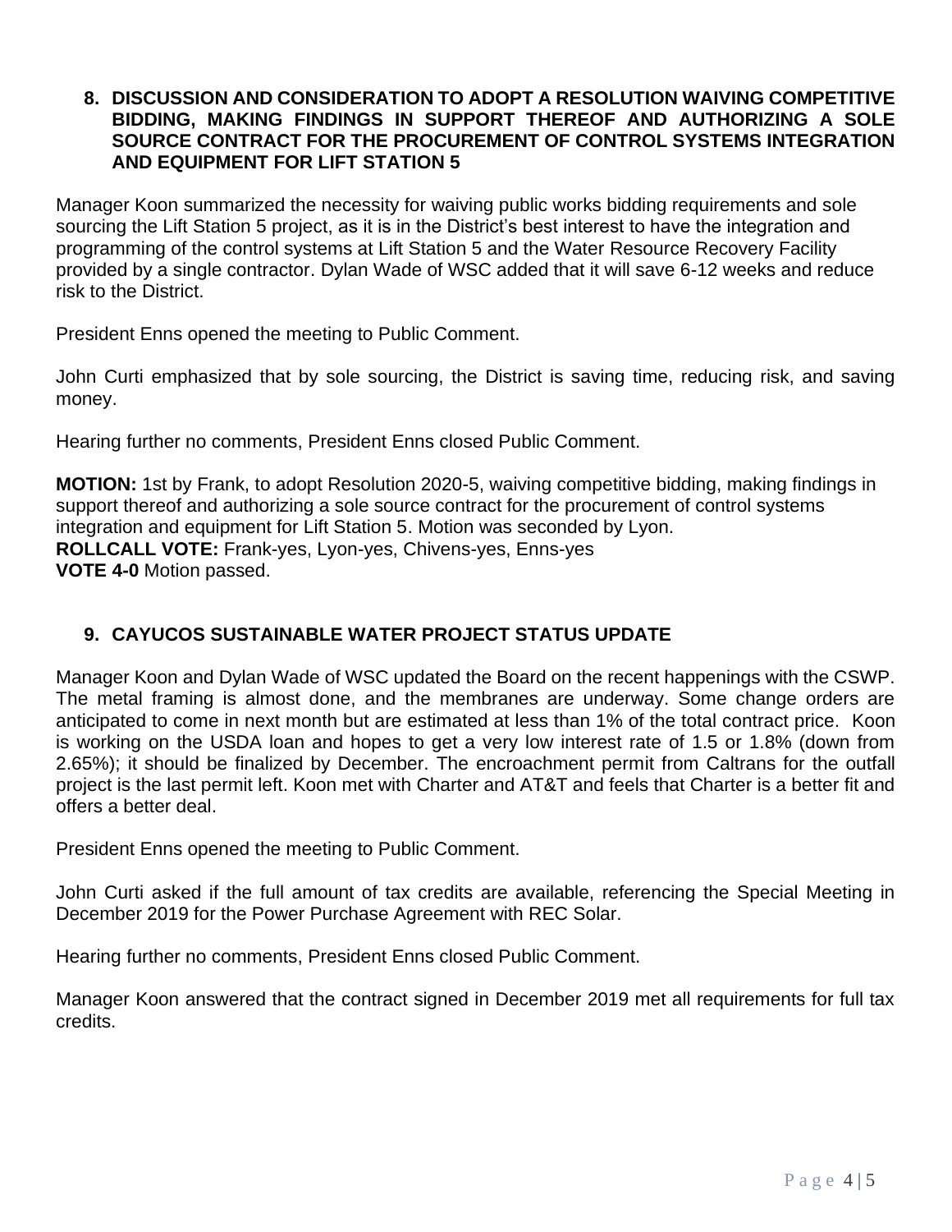## 8. DISCUSSION AND CONSIDERATION TO ADOPT A RESOLUTION WAIVING COMPETITIVE BIDDING, MAKING FINDINGS IN SUPPORT THEREOF AND AUTHORIZING A SOLE SOURCE CONTRACT FOR THE PROCUREMENT OF CONTROL SYSTEMS INTEGRATION AND EQUIPMENT FOR LIFT STATION 5

Manager Koon summarized the necessity for waiving public works bidding requirements and sole sourcing the Lift Station 5 project, as it is in the District's best interest to have the integration and programming of the control systems at Lift Station 5 and the Water Resource Recovery Facility provided by a single contractor. Dylan Wade of WSC added that it will save 6-12 weeks and reduce risk to the District.

President Enns opened the meeting to Public Comment.

John Curti emphasized that by sole sourcing, the District is saving time, reducing risk, and saving money.

Hearing further no comments, President Enns closed Public Comment.

**MOTION:** 1st by Frank, to adopt Resolution 2020-5, waiving competitive bidding, making findings in support thereof and authorizing a sole source contract for the procurement of control systems integration and equipment for Lift Station 5. Motion was seconded by Lyon.
**ROLLCALL VOTE:** Frank-yes, Lyon-yes, Chivens-yes, Enns-yes
**VOTE 4-0** Motion passed.

## 9. CAYUCOS SUSTAINABLE WATER PROJECT STATUS UPDATE

Manager Koon and Dylan Wade of WSC updated the Board on the recent happenings with the CSWP. The metal framing is almost done, and the membranes are underway. Some change orders are anticipated to come in next month but are estimated at less than 1% of the total contract price. Koon is working on the USDA loan and hopes to get a very low interest rate of 1.5 or 1.8% (down from 2.65%); it should be finalized by December. The encroachment permit from Caltrans for the outfall project is the last permit left. Koon met with Charter and AT&T and feels that Charter is a better fit and offers a better deal.

President Enns opened the meeting to Public Comment.

John Curti asked if the full amount of tax credits are available, referencing the Special Meeting in December 2019 for the Power Purchase Agreement with REC Solar.

Hearing further no comments, President Enns closed Public Comment.

Manager Koon answered that the contract signed in December 2019 met all requirements for full tax credits.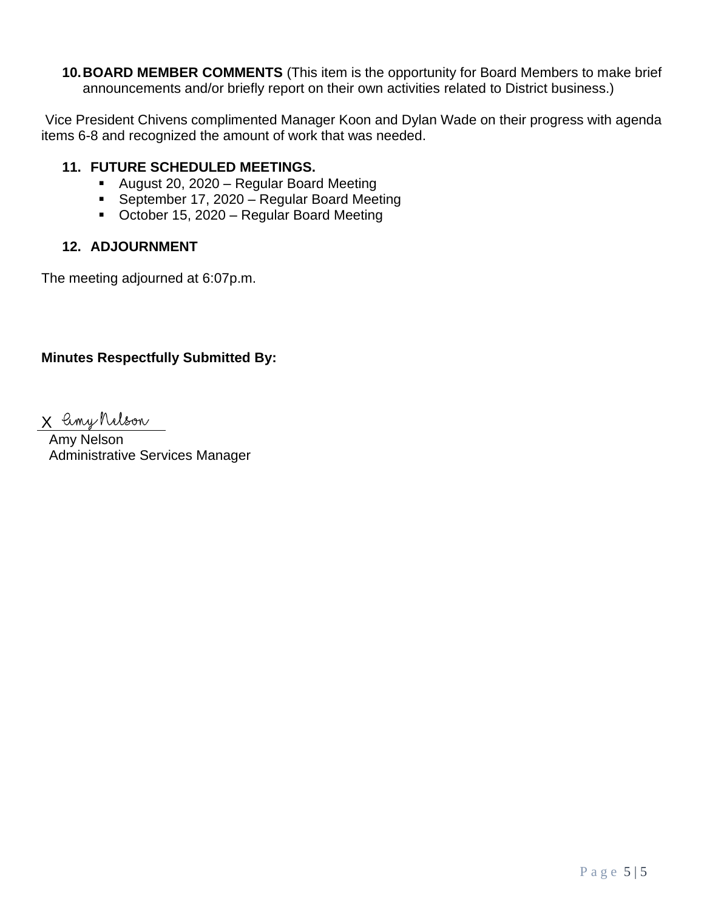10. **BOARD MEMBER COMMENTS** (This item is the opportunity for Board Members to make brief announcements and/or briefly report on their own activities related to District business.)

Vice President Chivens complimented Manager Koon and Dylan Wade on their progress with agenda items 6-8 and recognized the amount of work that was needed.

11. **FUTURE SCHEDULED MEETINGS.**
    - August 20, 2020 – Regular Board Meeting
    - September 17, 2020 – Regular Board Meeting
    - October 15, 2020 – Regular Board Meeting

12. **ADJOURNMENT**

The meeting adjourned at 6:07p.m.

**Minutes Respectfully Submitted By:**

X Amy Nelson

Amy Nelson
Administrative Services Manager